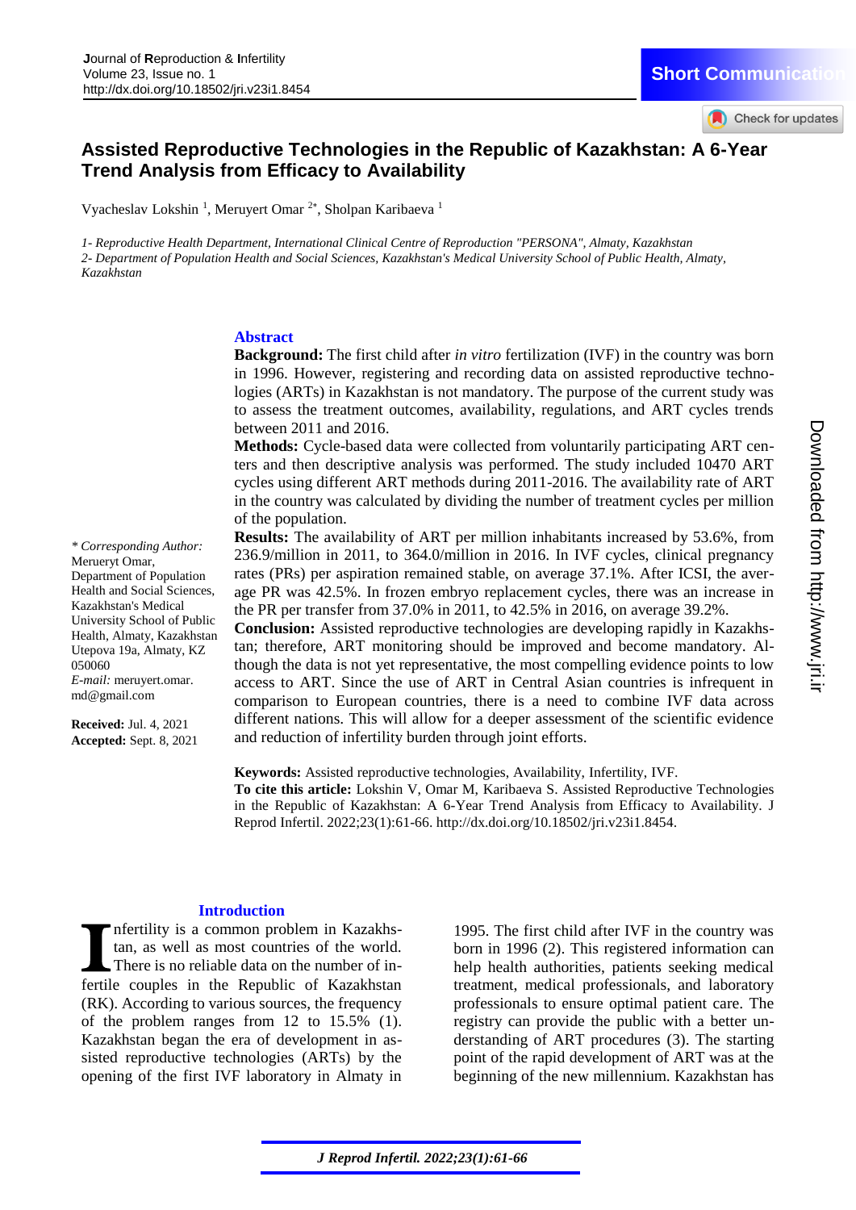Short Communication

# Assisted Reproductive Technologies in the Republic of Kazakhstan: A 6-Year Trend Analysis from Efficacy to Availability

Vyacheslav Lokshin [1], Meruyert Omar [2*], Sholpan Karibaeva [1]

*1- Reproductive Health Department, International Clinical Centre of Reproduction "PERSONA", Almaty, Kazakhstan*
*2- Department of Population Health and Social Sciences, Kazakhstan's Medical University School of Public Health, Almaty, Kazakhstan*

## Abstract

**Background:** The first child after *in vitro* fertilization (IVF) in the country was born in 1996. However, registering and recording data on assisted reproductive technologies (ARTs) in Kazakhstan is not mandatory. The purpose of the current study was to assess the treatment outcomes, availability, regulations, and ART cycles trends between 2011 and 2016.

**Methods:** Cycle-based data were collected from voluntarily participating ART centers and then descriptive analysis was performed. The study included 10470 ART cycles using different ART methods during 2011-2016. The availability rate of ART in the country was calculated by dividing the number of treatment cycles per million of the population.

**Results:** The availability of ART per million inhabitants increased by 53.6%, from 236.9/million in 2011, to 364.0/million in 2016. In IVF cycles, clinical pregnancy rates (PRs) per aspiration remained stable, on average 37.1%. After ICSI, the average PR was 42.5%. In frozen embryo replacement cycles, there was an increase in the PR per transfer from 37.0% in 2011, to 42.5% in 2016, on average 39.2%.

**Conclusion:** Assisted reproductive technologies are developing rapidly in Kazakhstan; therefore, ART monitoring should be improved and become mandatory. Although the data is not yet representative, the most compelling evidence points to low access to ART. Since the use of ART in Central Asian countries is infrequent in comparison to European countries, there is a need to combine IVF data across different nations. This will allow for a deeper assessment of the scientific evidence and reduction of infertility burden through joint efforts.

**Keywords:** Assisted reproductive technologies, Availability, Infertility, IVF.

**To cite this article:** Lokshin V, Omar M, Karibaeva S. Assisted Reproductive Technologies in the Republic of Kazakhstan: A 6-Year Trend Analysis from Efficacy to Availability. J Reprod Infertil. 2022;23(1):61-66. http://dx.doi.org/10.18502/jri.v23i1.8454.

*\* Corresponding Author:* Merueryt Omar, Department of Population Health and Social Sciences, Kazakhstan's Medical University School of Public Health, Almaty, Kazakhstan Utepova 19a, Almaty, KZ 050060
*E-mail:* meruyert.omar.md@gmail.com

**Received:** Jul. 4, 2021
**Accepted:** Sept. 8, 2021

## Introduction

Infertility is a common problem in Kazakhstan, as well as most countries of the world. There is no reliable data on the number of infertile couples in the Republic of Kazakhstan (RK). According to various sources, the frequency of the problem ranges from 12 to 15.5% (1). Kazakhstan began the era of development in assisted reproductive technologies (ARTs) by the opening of the first IVF laboratory in Almaty in 1995. The first child after IVF in the country was born in 1996 (2). This registered information can help health authorities, patients seeking medical treatment, medical professionals, and laboratory professionals to ensure optimal patient care. The registry can provide the public with a better understanding of ART procedures (3). The starting point of the rapid development of ART was at the beginning of the new millennium. Kazakhstan has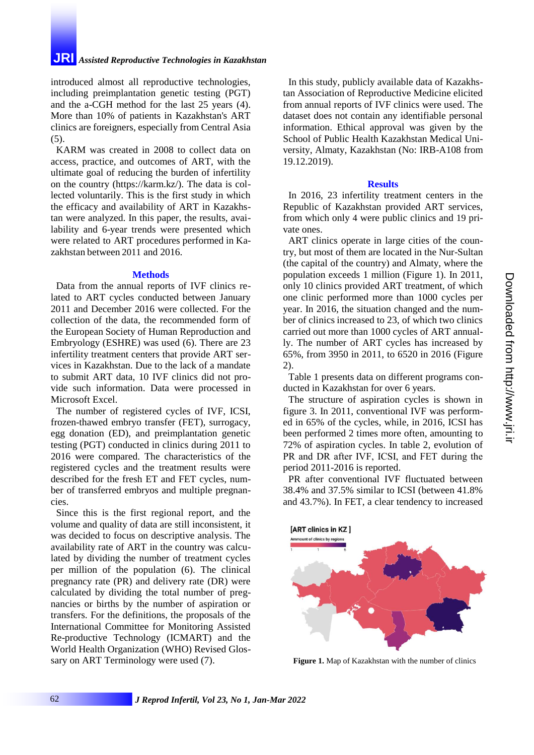introduced almost all reproductive technologies, including preimplantation genetic testing (PGT) and the a-CGH method for the last 25 years (4). More than 10% of patients in Kazakhstan's ART clinics are foreigners, especially from Central Asia (5).

KARM was created in 2008 to collect data on access, practice, and outcomes of ART, with the ultimate goal of reducing the burden of infertility on the country (https://karm.kz/). The data is collected voluntarily. This is the first study in which the efficacy and availability of ART in Kazakhstan were analyzed. In this paper, the results, availability and 6-year trends were presented which were related to ART procedures performed in Kazakhstan between 2011 and 2016.

## Methods

Data from the annual reports of IVF clinics related to ART cycles conducted between January 2011 and December 2016 were collected. For the collection of the data, the recommended form of the European Society of Human Reproduction and Embryology (ESHRE) was used (6). There are 23 infertility treatment centers that provide ART services in Kazakhstan. Due to the lack of a mandate to submit ART data, 10 IVF clinics did not provide such information. Data were processed in Microsoft Excel.

The number of registered cycles of IVF, ICSI, frozen-thawed embryo transfer (FET), surrogacy, egg donation (ED), and preimplantation genetic testing (PGT) conducted in clinics during 2011 to 2016 were compared. The characteristics of the registered cycles and the treatment results were described for the fresh ET and FET cycles, number of transferred embryos and multiple pregnancies.

Since this is the first regional report, and the volume and quality of data are still inconsistent, it was decided to focus on descriptive analysis. The availability rate of ART in the country was calculated by dividing the number of treatment cycles per million of the population (6). The clinical pregnancy rate (PR) and delivery rate (DR) were calculated by dividing the total number of pregnancies or births by the number of aspiration or transfers. For the definitions, the proposals of the International Committee for Monitoring Assisted Re-productive Technology (ICMART) and the World Health Organization (WHO) Revised Glossary on ART Terminology were used (7).

In this study, publicly available data of Kazakhstan Association of Reproductive Medicine elicited from annual reports of IVF clinics were used. The dataset does not contain any identifiable personal information. Ethical approval was given by the School of Public Health Kazakhstan Medical University, Almaty, Kazakhstan (No: IRB-A108 from 19.12.2019).

## Results

In 2016, 23 infertility treatment centers in the Republic of Kazakhstan provided ART services, from which only 4 were public clinics and 19 private ones.

ART clinics operate in large cities of the country, but most of them are located in the Nur-Sultan (the capital of the country) and Almaty, where the population exceeds 1 million (Figure 1). In 2011, only 10 clinics provided ART treatment, of which only one clinic performed more than 1000 cycles per year. In 2016, the situation changed and the number of clinics increased to 23, of which two clinics carried out more than 1000 cycles of ART annually. The number of ART cycles has increased by 65%, from 3950 in 2011, to 6520 in 2016 (Figure 2).

Table 1 presents data on different programs conducted in Kazakhstan for over 6 years.

The structure of aspiration cycles is shown in figure 3. In 2011, conventional IVF was performed in 65% of the cycles, while, in 2016, ICSI has been performed 2 times more often, amounting to 72% of aspiration cycles. In table 2, evolution of PR and DR after IVF, ICSI, and FET during the period 2011-2016 is reported.

PR after conventional IVF fluctuated between 38.4% and 37.5% similar to ICSI (between 41.8% and 43.7%). In FET, a clear tendency to increased

**Figure 1.** Map of Kazakhstan with the number of clinics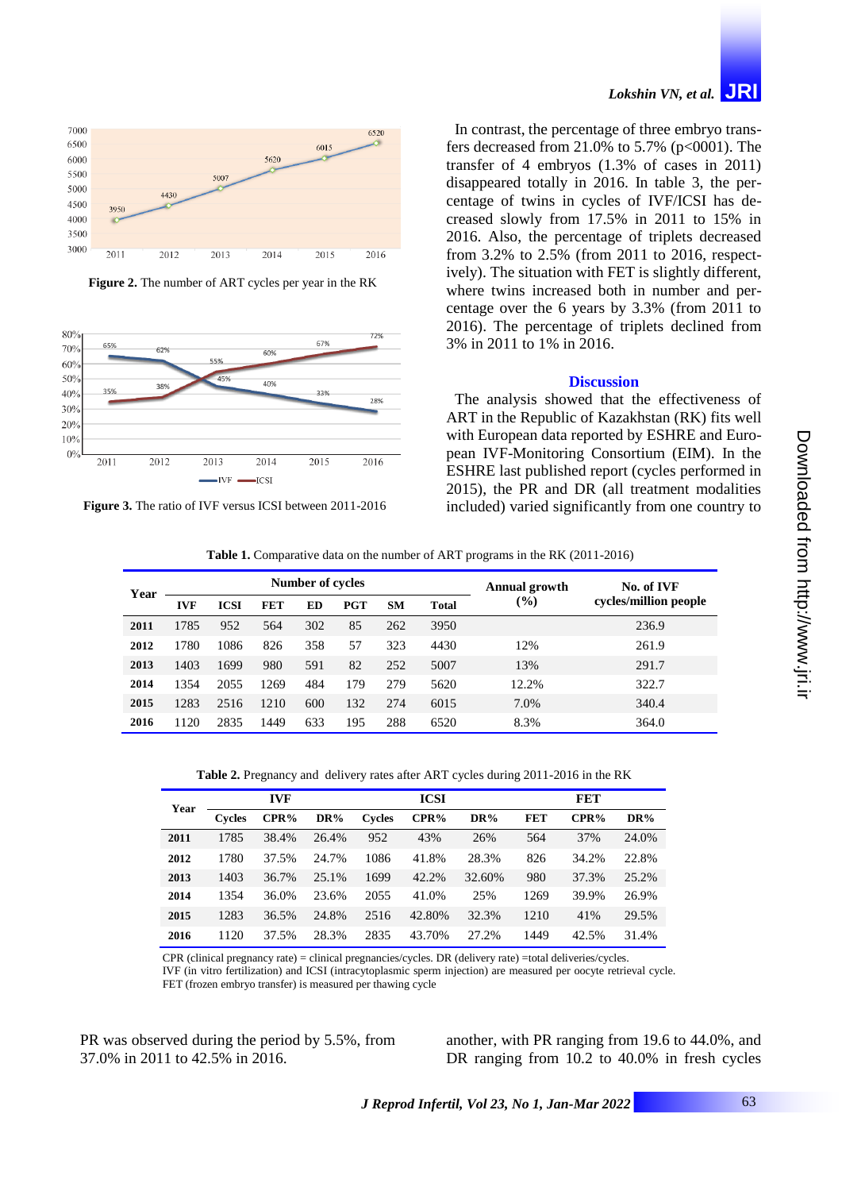Figure 2. The number of ART cycles per year in the RK

Figure 3. The ratio of IVF versus ICSI between 2011-2016

PR was observed during the period by 5.5%, from 37.0% in 2011 to 42.5% in 2016.

In contrast, the percentage of three embryo transfers decreased from 21.0% to 5.7% (p<0001). The transfer of 4 embryos (1.3% of cases in 2011) disappeared totally in 2016. In table 3, the percentage of twins in cycles of IVF/ICSI has decreased slowly from 17.5% in 2011 to 15% in 2016. Also, the percentage of triplets decreased from 3.2% to 2.5% (from 2011 to 2016, respectively). The situation with FET is slightly different, where twins increased both in number and percentage over the 6 years by 3.3% (from 2011 to 2016). The percentage of triplets declined from 3% in 2011 to 1% in 2016.

## Discussion

The analysis showed that the effectiveness of ART in the Republic of Kazakhstan (RK) fits well with European data reported by ESHRE and European IVF-Monitoring Consortium (EIM). In the ESHRE last published report (cycles performed in 2015), the PR and DR (all treatment modalities included) varied significantly from one country to another, with PR ranging from 19.6 to 44.0%, and DR ranging from 10.2 to 40.0% in fresh cycles

**Table 1.** Comparative data on the number of ART programs in the RK (2011-2016)

| Year | Number of cycles | | | | | | | Annual growth (%) | No. of IVF cycles/million people |
|---|---|---|---|---|---|---|---|---|---|
| | IVF | ICSI | FET | ED | PGT | SM | Total | | |
| **2011** | 1785 | 952 | 564 | 302 | 85 | 262 | 3950 | | 236.9 |
| **2012** | 1780 | 1086 | 826 | 358 | 57 | 323 | 4430 | 12% | 261.9 |
| **2013** | 1403 | 1699 | 980 | 591 | 82 | 252 | 5007 | 13% | 291.7 |
| **2014** | 1354 | 2055 | 1269 | 484 | 179 | 279 | 5620 | 12.2% | 322.7 |
| **2015** | 1283 | 2516 | 1210 | 600 | 132 | 274 | 6015 | 7.0% | 340.4 |
| **2016** | 1120 | 2835 | 1449 | 633 | 195 | 288 | 6520 | 8.3% | 364.0 |

**Table 2.** Pregnancy and delivery rates after ART cycles during 2011-2016 in the RK

| Year | IVF | | | ICSI | | | FET | | |
|---|---|---|---|---|---|---|---|---|---|
| | Cycles | CPR% | DR% | Cycles | CPR% | DR% | FET | CPR% | DR% |
| **2011** | 1785 | 38.4% | 26.4% | 952 | 43% | 26% | 564 | 37% | 24.0% |
| **2012** | 1780 | 37.5% | 24.7% | 1086 | 41.8% | 28.3% | 826 | 34.2% | 22.8% |
| **2013** | 1403 | 36.7% | 25.1% | 1699 | 42.2% | 32.60% | 980 | 37.3% | 25.2% |
| **2014** | 1354 | 36.0% | 23.6% | 2055 | 41.0% | 25% | 1269 | 39.9% | 26.9% |
| **2015** | 1283 | 36.5% | 24.8% | 2516 | 42.80% | 32.3% | 1210 | 41% | 29.5% |
| **2016** | 1120 | 37.5% | 28.3% | 2835 | 43.70% | 27.2% | 1449 | 42.5% | 31.4% |

CPR (clinical pregnancy rate) = clinical pregnancies/cycles. DR (delivery rate) =total deliveries/cycles.
IVF (in vitro fertilization) and ICSI (intracytoplasmic sperm injection) are measured per oocyte retrieval cycle.
FET (frozen embryo transfer) is measured per thawing cycle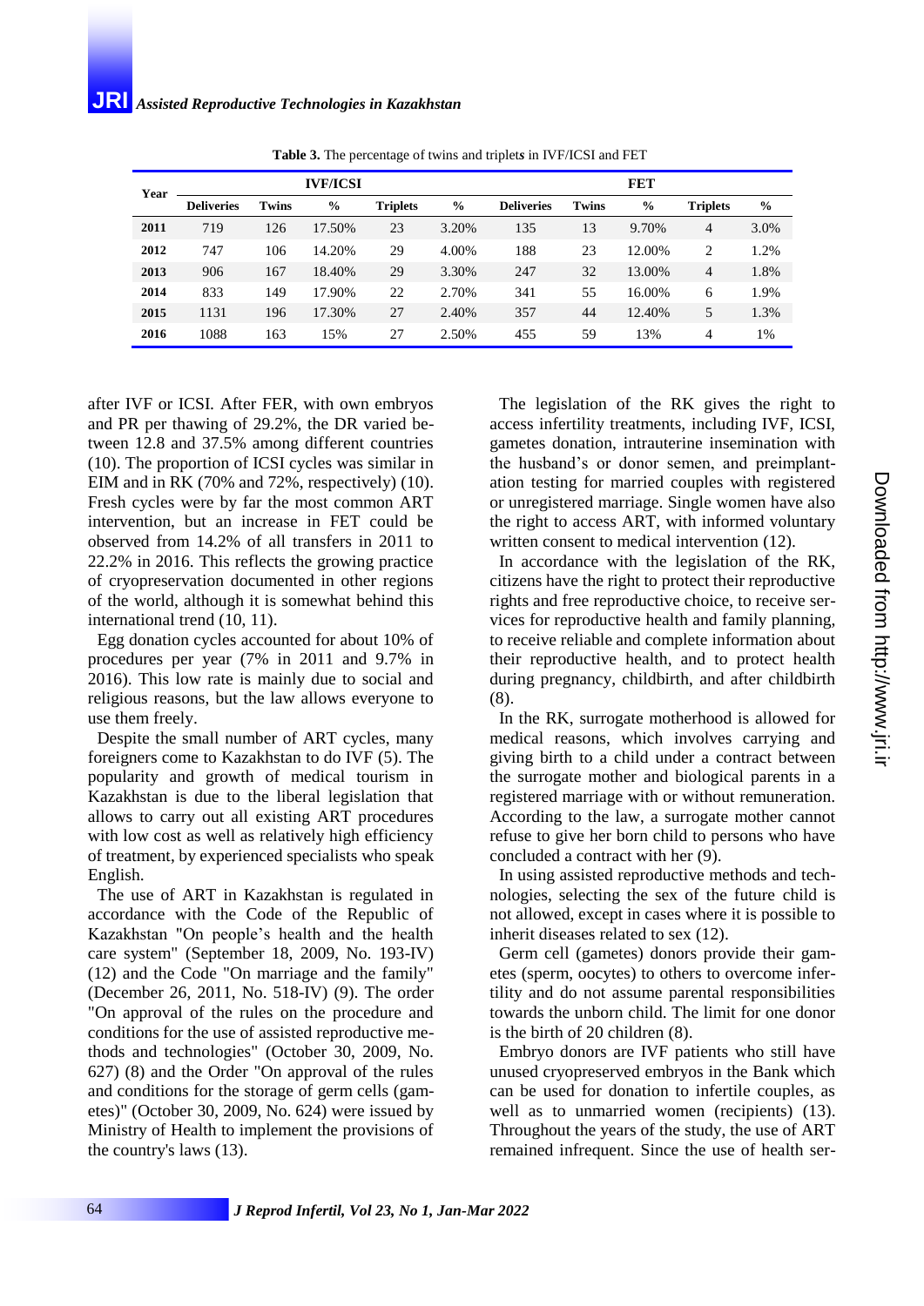**Table 3.** The percentage of twins and triplet*s* in IVF/ICSI and FET

| Year | IVF/ICSI | | | | | FET | | | | |
|---|---|---|---|---|---|---|---|---|---|---|
| | Deliveries | Twins | % | Triplets | % | Deliveries | Twins | % | Triplets | % |
| 2011 | 719 | 126 | 17.50% | 23 | 3.20% | 135 | 13 | 9.70% | 4 | 3.0% |
| 2012 | 747 | 106 | 14.20% | 29 | 4.00% | 188 | 23 | 12.00% | 2 | 1.2% |
| 2013 | 906 | 167 | 18.40% | 29 | 3.30% | 247 | 32 | 13.00% | 4 | 1.8% |
| 2014 | 833 | 149 | 17.90% | 22 | 2.70% | 341 | 55 | 16.00% | 6 | 1.9% |
| 2015 | 1131 | 196 | 17.30% | 27 | 2.40% | 357 | 44 | 12.40% | 5 | 1.3% |
| 2016 | 1088 | 163 | 15% | 27 | 2.50% | 455 | 59 | 13% | 4 | 1% |

after IVF or ICSI. After FER, with own embryos and PR per thawing of 29.2%, the DR varied between 12.8 and 37.5% among different countries (10). The proportion of ICSI cycles was similar in EIM and in RK (70% and 72%, respectively) (10). Fresh cycles were by far the most common ART intervention, but an increase in FET could be observed from 14.2% of all transfers in 2011 to 22.2% in 2016. This reflects the growing practice of cryopreservation documented in other regions of the world, although it is somewhat behind this international trend (10, 11).

Egg donation cycles accounted for about 10% of procedures per year (7% in 2011 and 9.7% in 2016). This low rate is mainly due to social and religious reasons, but the law allows everyone to use them freely.

Despite the small number of ART cycles, many foreigners come to Kazakhstan to do IVF (5). The popularity and growth of medical tourism in Kazakhstan is due to the liberal legislation that allows to carry out all existing ART procedures with low cost as well as relatively high efficiency of treatment, by experienced specialists who speak English.

The use of ART in Kazakhstan is regulated in accordance with the Code of the Republic of Kazakhstan "On people's health and the health care system" (September 18, 2009, No. 193-IV) (12) and the Code "On marriage and the family" (December 26, 2011, No. 518-IV) (9). The order "On approval of the rules on the procedure and conditions for the use of assisted reproductive methods and technologies" (October 30, 2009, No. 627) (8) and the Order "On approval of the rules and conditions for the storage of germ cells (gametes)" (October 30, 2009, No. 624) were issued by Ministry of Health to implement the provisions of the country's laws (13).

The legislation of the RK gives the right to access infertility treatments, including IVF, ICSI, gametes donation, intrauterine insemination with the husband's or donor semen, and preimplantation testing for married couples with registered or unregistered marriage. Single women have also the right to access ART, with informed voluntary written consent to medical intervention (12).

In accordance with the legislation of the RK, citizens have the right to protect their reproductive rights and free reproductive choice, to receive services for reproductive health and family planning, to receive reliable and complete information about their reproductive health, and to protect health during pregnancy, childbirth, and after childbirth (8).

In the RK, surrogate motherhood is allowed for medical reasons, which involves carrying and giving birth to a child under a contract between the surrogate mother and biological parents in a registered marriage with or without remuneration. According to the law, a surrogate mother cannot refuse to give her born child to persons who have concluded a contract with her (9).

In using assisted reproductive methods and technologies, selecting the sex of the future child is not allowed, except in cases where it is possible to inherit diseases related to sex (12).

Germ cell (gametes) donors provide their gametes (sperm, oocytes) to others to overcome infertility and do not assume parental responsibilities towards the unborn child. The limit for one donor is the birth of 20 children (8).

Embryo donors are IVF patients who still have unused cryopreserved embryos in the Bank which can be used for donation to infertile couples, as well as to unmarried women (recipients) (13). Throughout the years of the study, the use of ART remained infrequent. Since the use of health ser-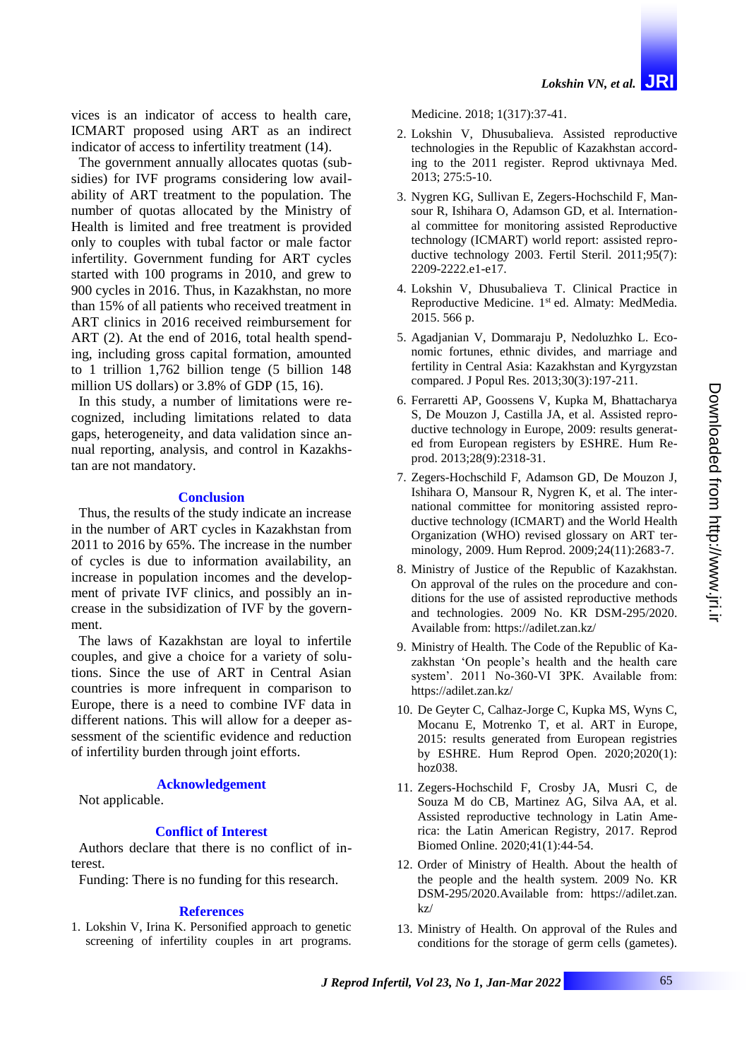vices is an indicator of access to health care, ICMART proposed using ART as an indirect indicator of access to infertility treatment (14).

The government annually allocates quotas (subsidies) for IVF programs considering low availability of ART treatment to the population. The number of quotas allocated by the Ministry of Health is limited and free treatment is provided only to couples with tubal factor or male factor infertility. Government funding for ART cycles started with 100 programs in 2010, and grew to 900 cycles in 2016. Thus, in Kazakhstan, no more than 15% of all patients who received treatment in ART clinics in 2016 received reimbursement for ART (2). At the end of 2016, total health spending, including gross capital formation, amounted to 1 trillion 1,762 billion tenge (5 billion 148 million US dollars) or 3.8% of GDP (15, 16).

In this study, a number of limitations were recognized, including limitations related to data gaps, heterogeneity, and data validation since annual reporting, analysis, and control in Kazakhstan are not mandatory.

## Conclusion

Thus, the results of the study indicate an increase in the number of ART cycles in Kazakhstan from 2011 to 2016 by 65%. The increase in the number of cycles is due to information availability, an increase in population incomes and the development of private IVF clinics, and possibly an increase in the subsidization of IVF by the government.

The laws of Kazakhstan are loyal to infertile couples, and give a choice for a variety of solutions. Since the use of ART in Central Asian countries is more infrequent in comparison to Europe, there is a need to combine IVF data in different nations. This will allow for a deeper assessment of the scientific evidence and reduction of infertility burden through joint efforts.

## Acknowledgement

Not applicable.

## Conflict of Interest

Authors declare that there is no conflict of interest.

Funding: There is no funding for this research.

## References

1. Lokshin V, Irina K. Personified approach to genetic screening of infertility couples in art programs. Medicine. 2018; 1(317):37-41.
2. Lokshin V, Dhusubalieva. Assisted reproductive technologies in the Republic of Kazakhstan according to the 2011 register. Reprod uktivnaya Med. 2013; 275:5-10.
3. Nygren KG, Sullivan E, Zegers-Hochschild F, Mansour R, Ishihara O, Adamson GD, et al. International committee for monitoring assisted Reproductive technology (ICMART) world report: assisted reproductive technology 2003. Fertil Steril. 2011;95(7): 2209-2222.e1-e17.
4. Lokshin V, Dhusubalieva T. Clinical Practice in Reproductive Medicine. 1st ed. Almaty: MedMedia. 2015. 566 p.
5. Agadjanian V, Dommaraju P, Nedoluzhko L. Economic fortunes, ethnic divides, and marriage and fertility in Central Asia: Kazakhstan and Kyrgyzstan compared. J Popul Res. 2013;30(3):197-211.
6. Ferraretti AP, Goossens V, Kupka M, Bhattacharya S, De Mouzon J, Castilla JA, et al. Assisted reproductive technology in Europe, 2009: results generated from European registers by ESHRE. Hum Reprod. 2013;28(9):2318-31.
7. Zegers-Hochschild F, Adamson GD, De Mouzon J, Ishihara O, Mansour R, Nygren K, et al. The international committee for monitoring assisted reproductive technology (ICMART) and the World Health Organization (WHO) revised glossary on ART terminology, 2009. Hum Reprod. 2009;24(11):2683-7.
8. Ministry of Justice of the Republic of Kazakhstan. On approval of the rules on the procedure and conditions for the use of assisted reproductive methods and technologies. 2009 No. KR DSM-295/2020. Available from: https://adilet.zan.kz/
9. Ministry of Health. The Code of the Republic of Kazakhstan 'On people's health and the health care system'. 2011 No-360-VI ЗРК. Available from: https://adilet.zan.kz/
10. De Geyter C, Calhaz-Jorge C, Kupka MS, Wyns C, Mocanu E, Motrenko T, et al. ART in Europe, 2015: results generated from European registries by ESHRE. Hum Reprod Open. 2020;2020(1): hoz038.
11. Zegers-Hochschild F, Crosby JA, Musri C, de Souza M do CB, Martinez AG, Silva AA, et al. Assisted reproductive technology in Latin America: the Latin American Registry, 2017. Reprod Biomed Online. 2020;41(1):44-54.
12. Order of Ministry of Health. About the health of the people and the health system. 2009 No. KR DSM-295/2020.Available from: https://adilet.zan.kz/
13. Ministry of Health. On approval of the Rules and conditions for the storage of germ cells (gametes).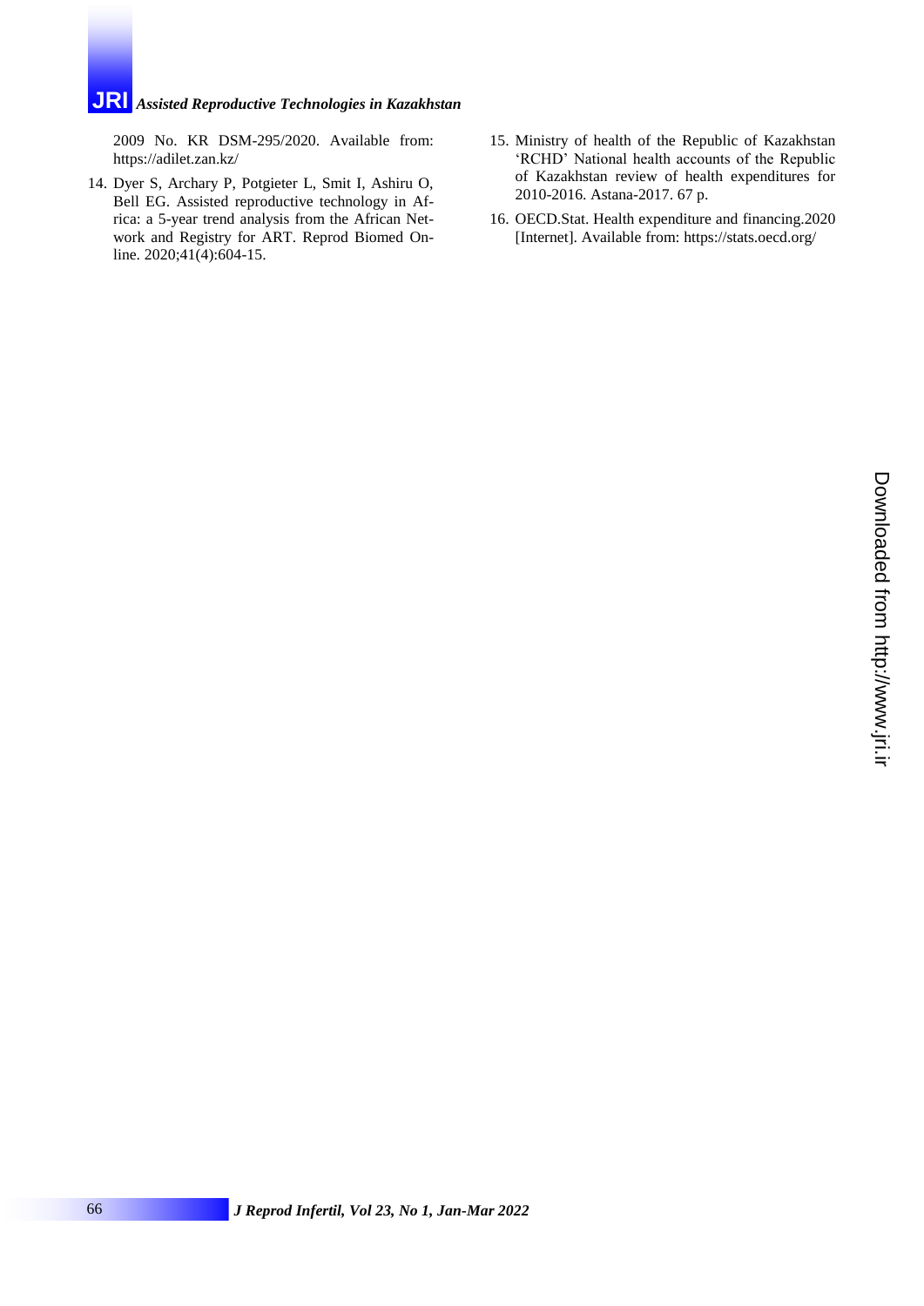2009 No. KR DSM-295/2020. Available from: https://adilet.zan.kz/

14. Dyer S, Archary P, Potgieter L, Smit I, Ashiru O, Bell EG. Assisted reproductive technology in Africa: a 5-year trend analysis from the African Network and Registry for ART. Reprod Biomed Online. 2020;41(4):604-15.

15. Ministry of health of the Republic of Kazakhstan 'RCHD' National health accounts of the Republic of Kazakhstan review of health expenditures for 2010-2016. Astana-2017. 67 p.

16. OECD.Stat. Health expenditure and financing.2020 [Internet]. Available from: https://stats.oecd.org/